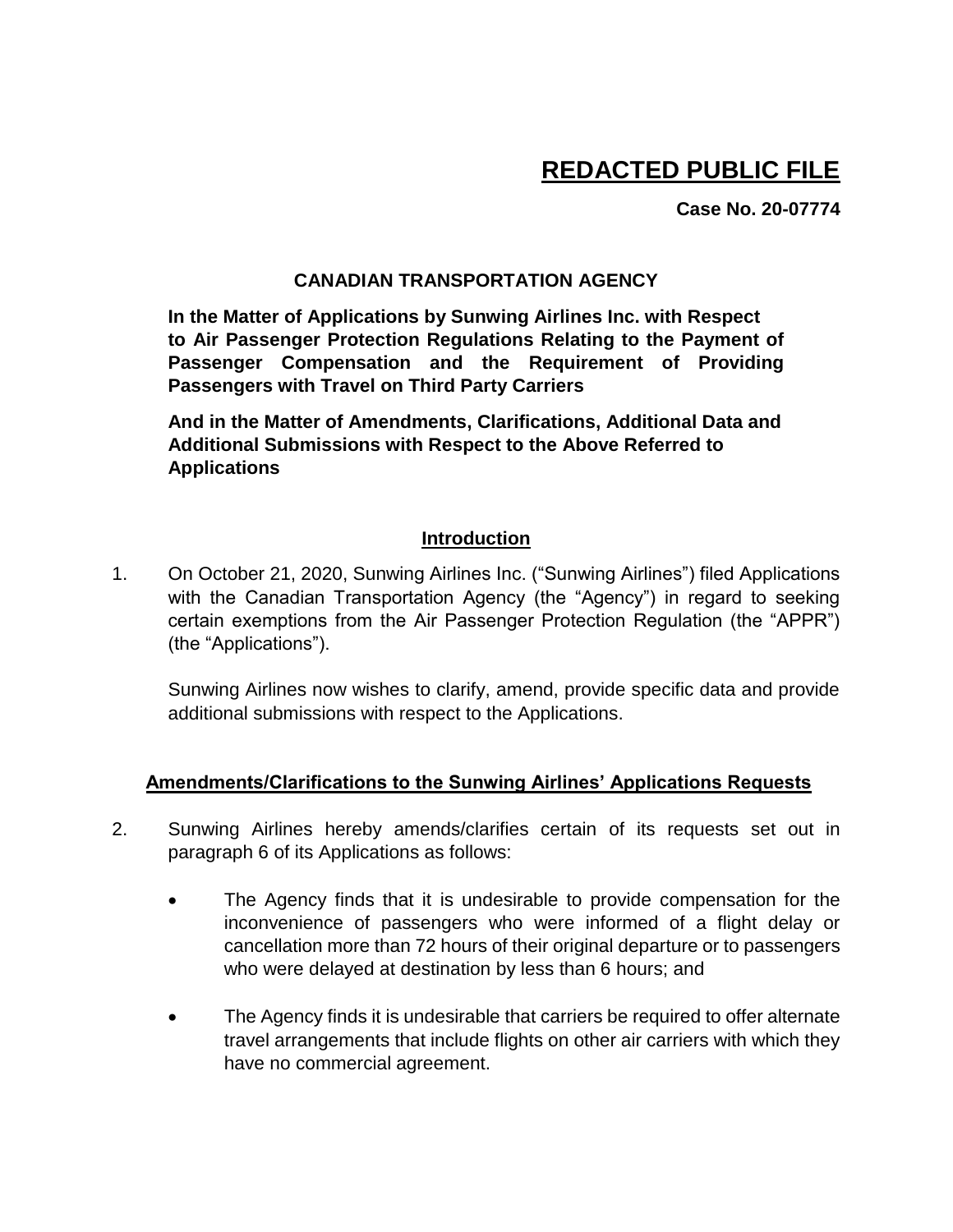# **REDACTED PUBLIC FILE**

**Case No. 20-07774**

**CANADIAN TRANSPORTATION AGENCY**

**In the Matter of Applications by Sunwing Airlines Inc. with Respect to Air Passenger Protection Regulations Relating to the Payment of Passenger Compensation and the Requirement of Providing Passengers with Travel on Third Party Carriers**

**And in the Matter of Amendments, Clarifications, Additional Data and Additional Submissions with Respect to the Above Referred to Applications**

## **Introduction**

1. On October 21, 2020, Sunwing Airlines Inc. ("Sunwing Airlines") filed Applications with the Canadian Transportation Agency (the "Agency") in regard to seeking certain exemptions from the Air Passenger Protection Regulation (the "APPR") (the "Applications").

   Sunwing Airlines now wishes to clarify, amend, provide specific data and provide additional submissions with respect to the Applications.

## **Amendments/Clarifications to the Sunwing Airlines' Applications Requests**

2. Sunwing Airlines hereby amends/clarifies certain of its requests set out in paragraph 6 of its Applications as follows:

   - The Agency finds that it is undesirable to provide compensation for the inconvenience of passengers who were informed of a flight delay or cancellation more than 72 hours of their original departure or to passengers who were delayed at destination by less than 6 hours; and

   - The Agency finds it is undesirable that carriers be required to offer alternate travel arrangements that include flights on other air carriers with which they have no commercial agreement.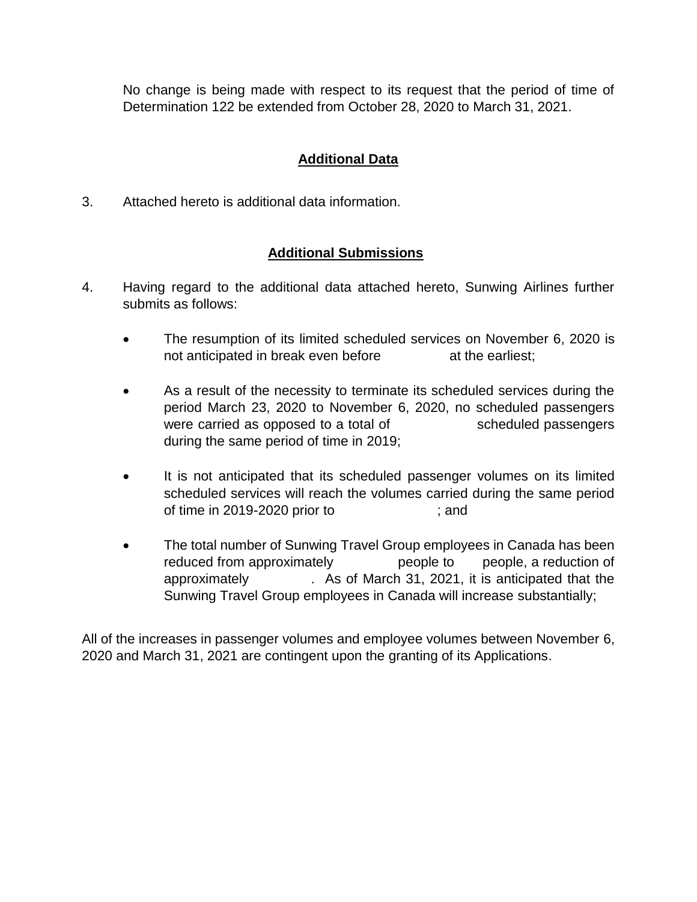No change is being made with respect to its request that the period of time of Determination 122 be extended from October 28, 2020 to March 31, 2021.

## Additional Data

3. Attached hereto is additional data information.

## Additional Submissions

4. Having regard to the additional data attached hereto, Sunwing Airlines further submits as follows:

   - The resumption of its limited scheduled services on November 6, 2020 is not anticipated in break even before at the earliest;

   - As a result of the necessity to terminate its scheduled services during the period March 23, 2020 to November 6, 2020, no scheduled passengers were carried as opposed to a total of scheduled passengers during the same period of time in 2019;

   - It is not anticipated that its scheduled passenger volumes on its limited scheduled services will reach the volumes carried during the same period of time in 2019-2020 prior to ; and

   - The total number of Sunwing Travel Group employees in Canada has been reduced from approximately people to people, a reduction of approximately . As of March 31, 2021, it is anticipated that the Sunwing Travel Group employees in Canada will increase substantially;

All of the increases in passenger volumes and employee volumes between November 6, 2020 and March 31, 2021 are contingent upon the granting of its Applications.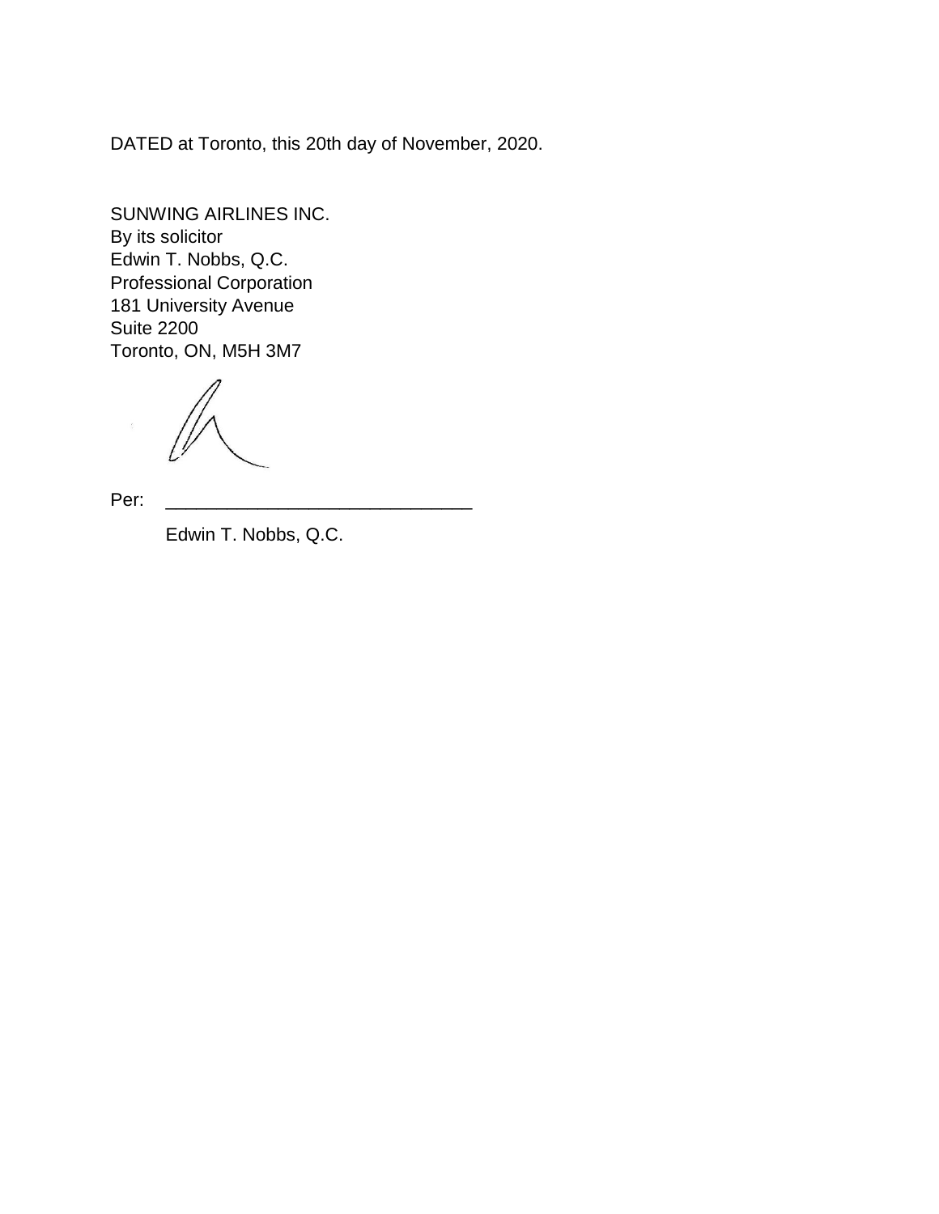DATED at Toronto, this 20th day of November, 2020.

SUNWING AIRLINES INC.
By its solicitor
Edwin T. Nobbs, Q.C.
Professional Corporation
181 University Avenue
Suite 2200
Toronto, ON, M5H 3M7

Per: ______________________________

Edwin T. Nobbs, Q.C.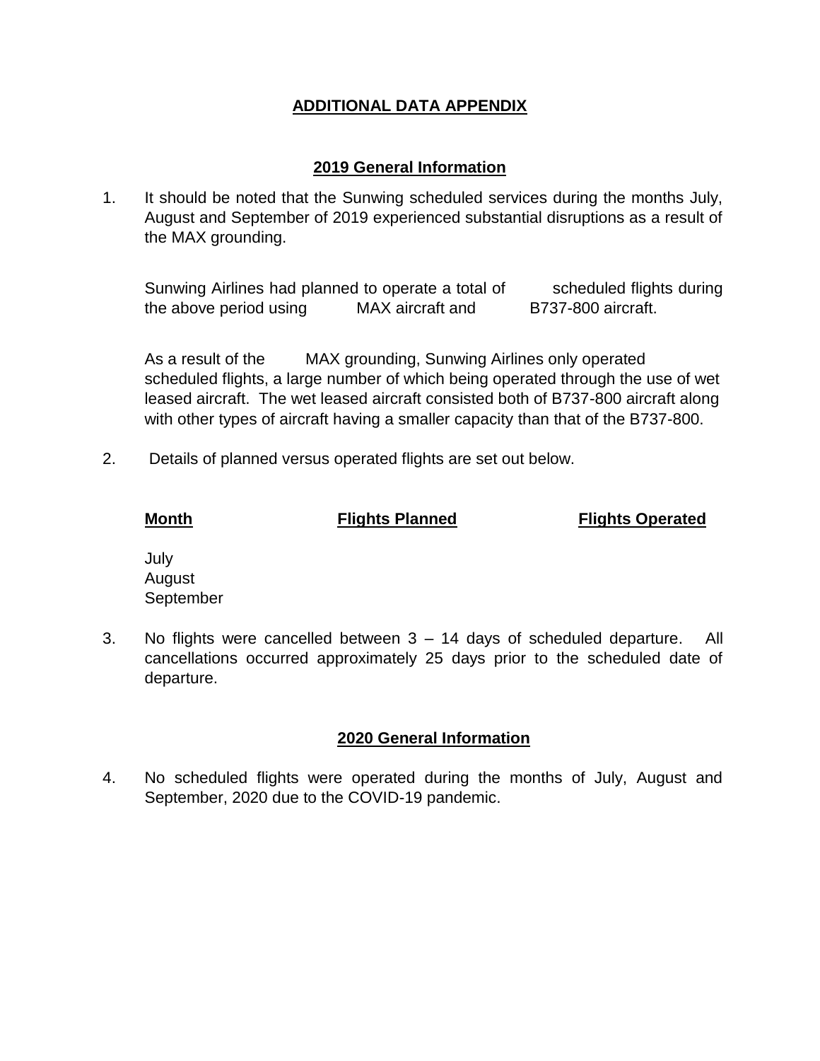## ADDITIONAL DATA APPENDIX

### 2019 General Information

1. It should be noted that the Sunwing scheduled services during the months July, August and September of 2019 experienced substantial disruptions as a result of the MAX grounding.

   Sunwing Airlines had planned to operate a total of scheduled flights during the above period using MAX aircraft and B737-800 aircraft.

   As a result of the MAX grounding, Sunwing Airlines only operated scheduled flights, a large number of which being operated through the use of wet leased aircraft. The wet leased aircraft consisted both of B737-800 aircraft along with other types of aircraft having a smaller capacity than that of the B737-800.

2. Details of planned versus operated flights are set out below.

| **Month** | **Flights Planned** | **Flights Operated** |
|---|---|---|
| July | | |
| August | | |
| September | | |

3. No flights were cancelled between 3 – 14 days of scheduled departure. All cancellations occurred approximately 25 days prior to the scheduled date of departure.

### 2020 General Information

4. No scheduled flights were operated during the months of July, August and September, 2020 due to the COVID-19 pandemic.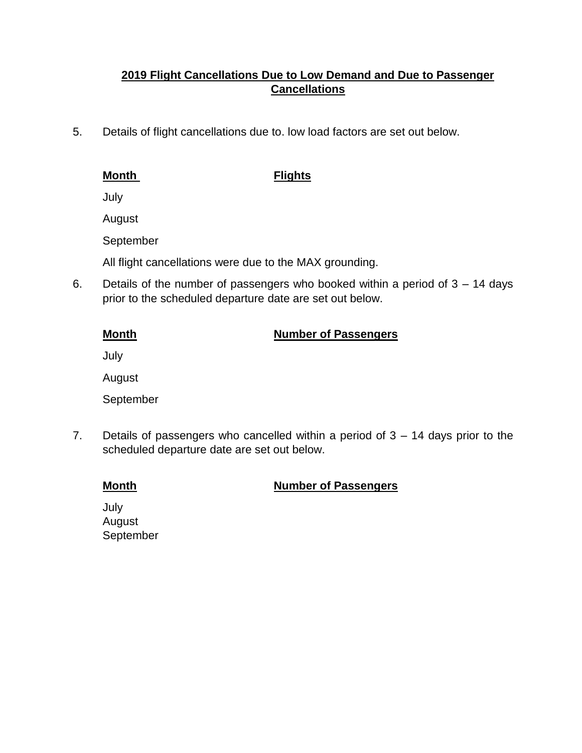## 2019 Flight Cancellations Due to Low Demand and Due to Passenger Cancellations

5. Details of flight cancellations due to. low load factors are set out below.

| **Month** | **Flights** |
|---|---|
| July | |
| August | |
| September | |

All flight cancellations were due to the MAX grounding.

6. Details of the number of passengers who booked within a period of 3 – 14 days prior to the scheduled departure date are set out below.

| **Month** | **Number of Passengers** |
|---|---|
| July | |
| August | |
| September | |

7. Details of passengers who cancelled within a period of 3 – 14 days prior to the scheduled departure date are set out below.

| **Month** | **Number of Passengers** |
|---|---|
| July | |
| August | |
| September | |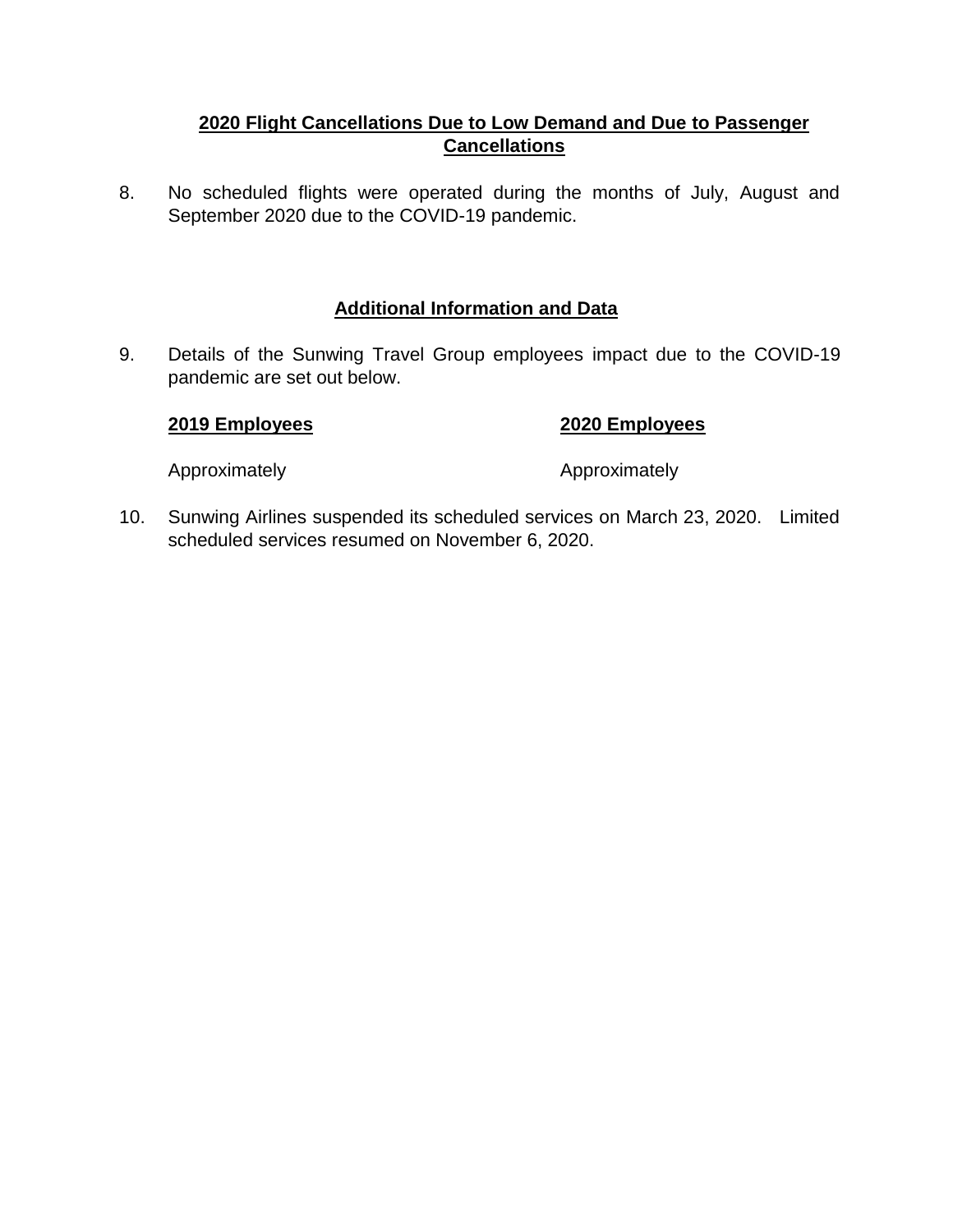## 2020 Flight Cancellations Due to Low Demand and Due to Passenger Cancellations

8. No scheduled flights were operated during the months of July, August and September 2020 due to the COVID-19 pandemic.

## Additional Information and Data

9. Details of the Sunwing Travel Group employees impact due to the COVID-19 pandemic are set out below.

| **2019 Employees** | **2020 Employees** |
| --- | --- |
| Approximately | Approximately |

10. Sunwing Airlines suspended its scheduled services on March 23, 2020. Limited scheduled services resumed on November 6, 2020.